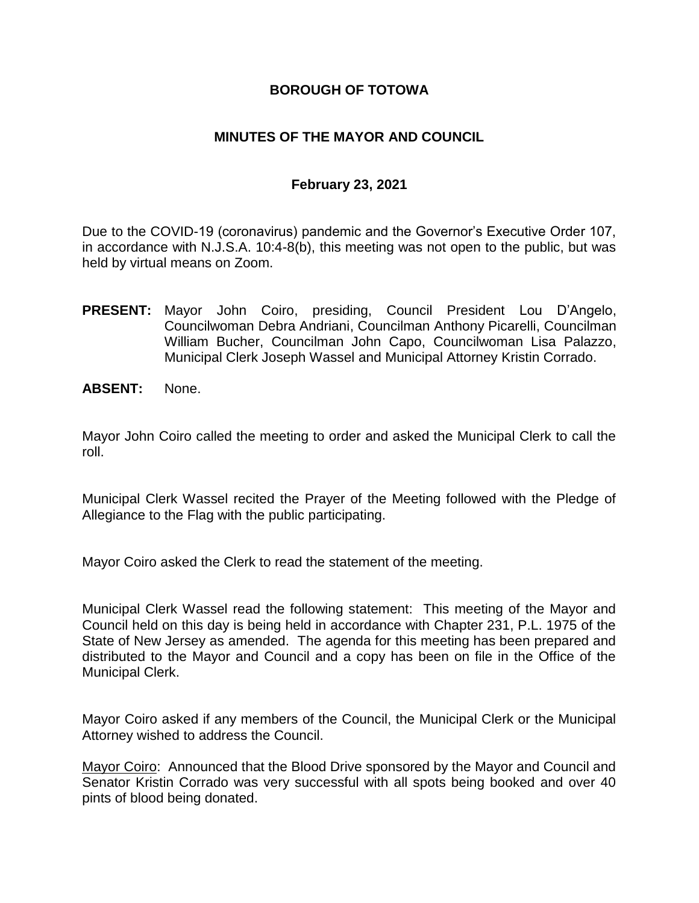**BOROUGH OF TOTOWA**

**MINUTES OF THE MAYOR AND COUNCIL**

**February 23, 2021**

Due to the COVID-19 (coronavirus) pandemic and the Governor's Executive Order 107, in accordance with N.J.S.A. 10:4-8(b), this meeting was not open to the public, but was held by virtual means on Zoom.

**PRESENT:** Mayor John Coiro, presiding, Council President Lou D'Angelo, Councilwoman Debra Andriani, Councilman Anthony Picarelli, Councilman William Bucher, Councilman John Capo, Councilwoman Lisa Palazzo, Municipal Clerk Joseph Wassel and Municipal Attorney Kristin Corrado.

**ABSENT:** None.

Mayor John Coiro called the meeting to order and asked the Municipal Clerk to call the roll.

Municipal Clerk Wassel recited the Prayer of the Meeting followed with the Pledge of Allegiance to the Flag with the public participating.

Mayor Coiro asked the Clerk to read the statement of the meeting.

Municipal Clerk Wassel read the following statement: This meeting of the Mayor and Council held on this day is being held in accordance with Chapter 231, P.L. 1975 of the State of New Jersey as amended. The agenda for this meeting has been prepared and distributed to the Mayor and Council and a copy has been on file in the Office of the Municipal Clerk.

Mayor Coiro asked if any members of the Council, the Municipal Clerk or the Municipal Attorney wished to address the Council.

Mayor Coiro: Announced that the Blood Drive sponsored by the Mayor and Council and Senator Kristin Corrado was very successful with all spots being booked and over 40 pints of blood being donated.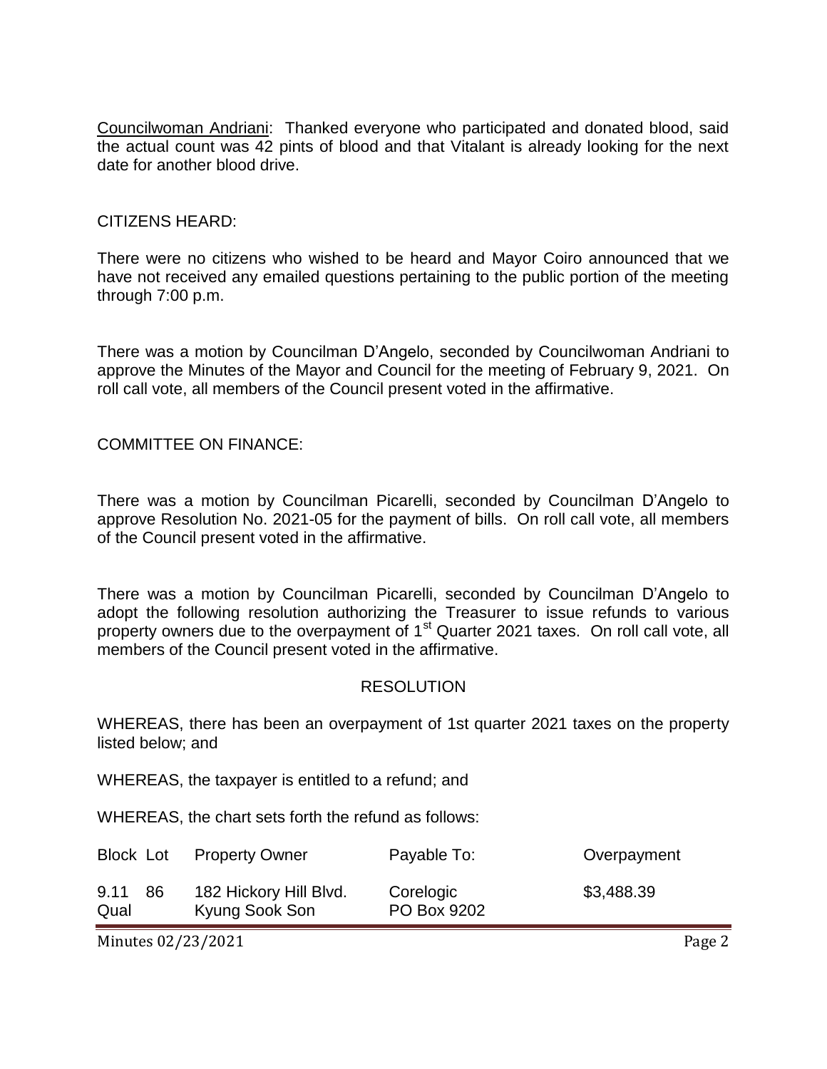Councilwoman Andriani: Thanked everyone who participated and donated blood, said the actual count was 42 pints of blood and that Vitalant is already looking for the next date for another blood drive.

CITIZENS HEARD:

There were no citizens who wished to be heard and Mayor Coiro announced that we have not received any emailed questions pertaining to the public portion of the meeting through 7:00 p.m.

There was a motion by Councilman D'Angelo, seconded by Councilwoman Andriani to approve the Minutes of the Mayor and Council for the meeting of February 9, 2021. On roll call vote, all members of the Council present voted in the affirmative.

COMMITTEE ON FINANCE:

There was a motion by Councilman Picarelli, seconded by Councilman D'Angelo to approve Resolution No. 2021-05 for the payment of bills. On roll call vote, all members of the Council present voted in the affirmative.

There was a motion by Councilman Picarelli, seconded by Councilman D'Angelo to adopt the following resolution authorizing the Treasurer to issue refunds to various property owners due to the overpayment of 1st Quarter 2021 taxes. On roll call vote, all members of the Council present voted in the affirmative.

RESOLUTION

WHEREAS, there has been an overpayment of 1st quarter 2021 taxes on the property listed below; and

WHEREAS, the taxpayer is entitled to a refund; and

WHEREAS, the chart sets forth the refund as follows:

| Block | Lot | Property Owner | Payable To: | Overpayment |
|---|---|---|---|---|
| 9.11 Qual | 86 | 182 Hickory Hill Blvd. Kyung Sook Son | Corelogic PO Box 9202 | $3,488.39 |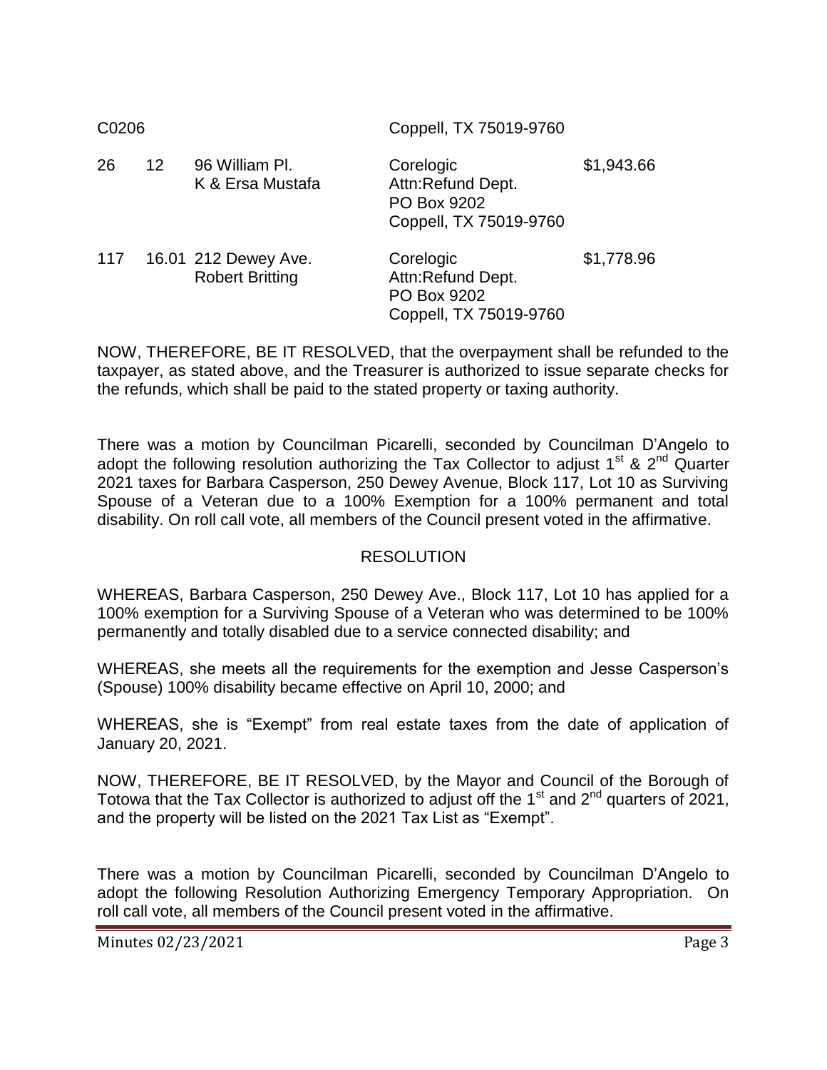| | | | | |
|---|---|---|---|---|
| C0206 | | | Coppell, TX 75019-9760 | |
| 26 | 12 | 96 William Pl.<br>K & Ersa Mustafa | Corelogic<br>Attn:Refund Dept.<br>PO Box 9202<br>Coppell, TX 75019-9760 | $1,943.66 |
| 117 | 16.01 | 212 Dewey Ave.<br>Robert Britting | Corelogic<br>Attn:Refund Dept.<br>PO Box 9202<br>Coppell, TX 75019-9760 | $1,778.96 |

NOW, THEREFORE, BE IT RESOLVED, that the overpayment shall be refunded to the taxpayer, as stated above, and the Treasurer is authorized to issue separate checks for the refunds, which shall be paid to the stated property or taxing authority.

There was a motion by Councilman Picarelli, seconded by Councilman D'Angelo to adopt the following resolution authorizing the Tax Collector to adjust 1st & 2nd Quarter 2021 taxes for Barbara Casperson, 250 Dewey Avenue, Block 117, Lot 10 as Surviving Spouse of a Veteran due to a 100% Exemption for a 100% permanent and total disability. On roll call vote, all members of the Council present voted in the affirmative.

RESOLUTION

WHEREAS, Barbara Casperson, 250 Dewey Ave., Block 117, Lot 10 has applied for a 100% exemption for a Surviving Spouse of a Veteran who was determined to be 100% permanently and totally disabled due to a service connected disability; and

WHEREAS, she meets all the requirements for the exemption and Jesse Casperson's (Spouse) 100% disability became effective on April 10, 2000; and

WHEREAS, she is "Exempt" from real estate taxes from the date of application of January 20, 2021.

NOW, THEREFORE, BE IT RESOLVED, by the Mayor and Council of the Borough of Totowa that the Tax Collector is authorized to adjust off the 1st and 2nd quarters of 2021, and the property will be listed on the 2021 Tax List as "Exempt".

There was a motion by Councilman Picarelli, seconded by Councilman D'Angelo to adopt the following Resolution Authorizing Emergency Temporary Appropriation. On roll call vote, all members of the Council present voted in the affirmative.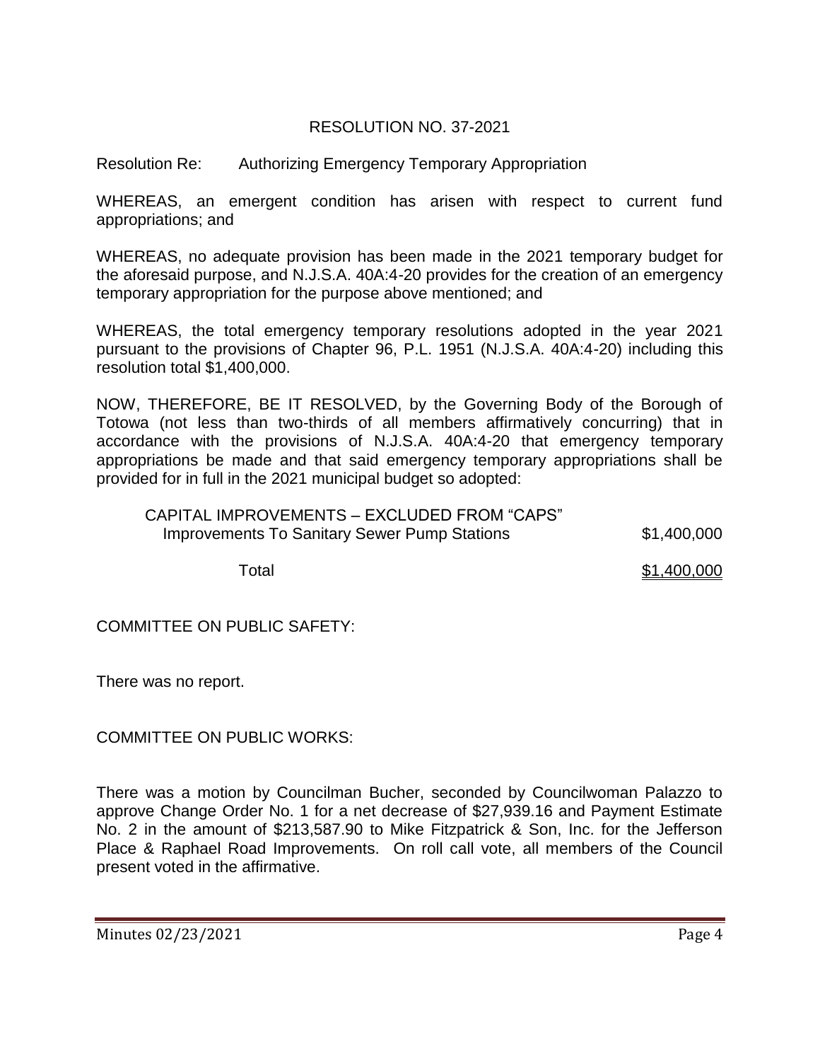RESOLUTION NO. 37-2021

Resolution Re: Authorizing Emergency Temporary Appropriation

WHEREAS, an emergent condition has arisen with respect to current fund appropriations; and

WHEREAS, no adequate provision has been made in the 2021 temporary budget for the aforesaid purpose, and N.J.S.A. 40A:4-20 provides for the creation of an emergency temporary appropriation for the purpose above mentioned; and

WHEREAS, the total emergency temporary resolutions adopted in the year 2021 pursuant to the provisions of Chapter 96, P.L. 1951 (N.J.S.A. 40A:4-20) including this resolution total $1,400,000.

NOW, THEREFORE, BE IT RESOLVED, by the Governing Body of the Borough of Totowa (not less than two-thirds of all members affirmatively concurring) that in accordance with the provisions of N.J.S.A. 40A:4-20 that emergency temporary appropriations be made and that said emergency temporary appropriations shall be provided for in full in the 2021 municipal budget so adopted:

| | |
|---|---|
| CAPITAL IMPROVEMENTS – EXCLUDED FROM "CAPS" | |
| Improvements To Sanitary Sewer Pump Stations | $1,400,000 |
| Total | $1,400,000 |

COMMITTEE ON PUBLIC SAFETY:

There was no report.

COMMITTEE ON PUBLIC WORKS:

There was a motion by Councilman Bucher, seconded by Councilwoman Palazzo to approve Change Order No. 1 for a net decrease of $27,939.16 and Payment Estimate No. 2 in the amount of $213,587.90 to Mike Fitzpatrick & Son, Inc. for the Jefferson Place & Raphael Road Improvements. On roll call vote, all members of the Council present voted in the affirmative.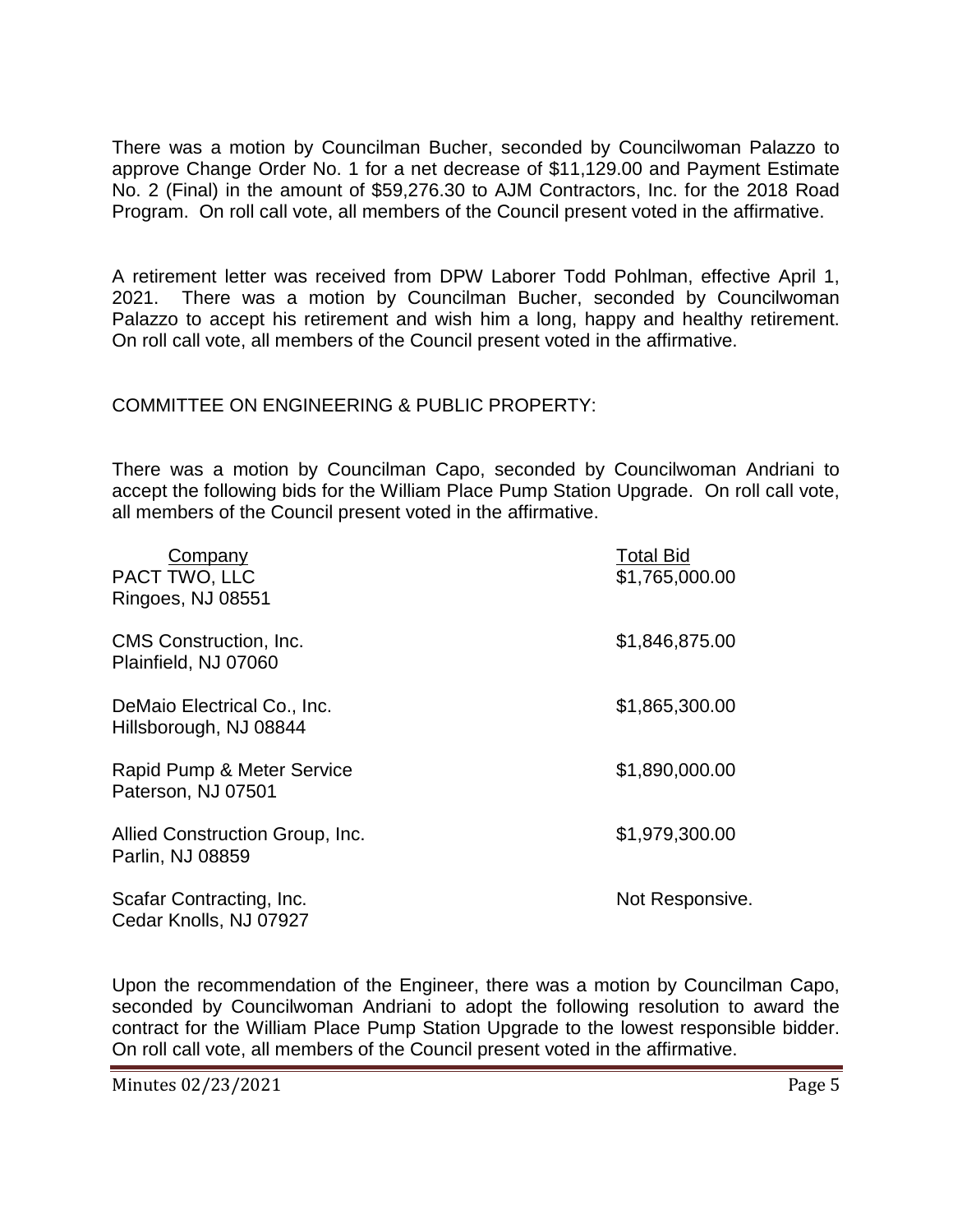There was a motion by Councilman Bucher, seconded by Councilwoman Palazzo to approve Change Order No. 1 for a net decrease of $11,129.00 and Payment Estimate No. 2 (Final) in the amount of $59,276.30 to AJM Contractors, Inc. for the 2018 Road Program. On roll call vote, all members of the Council present voted in the affirmative.

A retirement letter was received from DPW Laborer Todd Pohlman, effective April 1, 2021. There was a motion by Councilman Bucher, seconded by Councilwoman Palazzo to accept his retirement and wish him a long, happy and healthy retirement. On roll call vote, all members of the Council present voted in the affirmative.

COMMITTEE ON ENGINEERING & PUBLIC PROPERTY:

There was a motion by Councilman Capo, seconded by Councilwoman Andriani to accept the following bids for the William Place Pump Station Upgrade. On roll call vote, all members of the Council present voted in the affirmative.

| Company | Total Bid |
|---|---|
| PACT TWO, LLC<br>Ringoes, NJ 08551 | $1,765,000.00 |
| CMS Construction, Inc.<br>Plainfield, NJ 07060 | $1,846,875.00 |
| DeMaio Electrical Co., Inc.<br>Hillsborough, NJ 08844 | $1,865,300.00 |
| Rapid Pump & Meter Service<br>Paterson, NJ 07501 | $1,890,000.00 |
| Allied Construction Group, Inc.<br>Parlin, NJ 08859 | $1,979,300.00 |
| Scafar Contracting, Inc.<br>Cedar Knolls, NJ 07927 | Not Responsive. |

Upon the recommendation of the Engineer, there was a motion by Councilman Capo, seconded by Councilwoman Andriani to adopt the following resolution to award the contract for the William Place Pump Station Upgrade to the lowest responsible bidder. On roll call vote, all members of the Council present voted in the affirmative.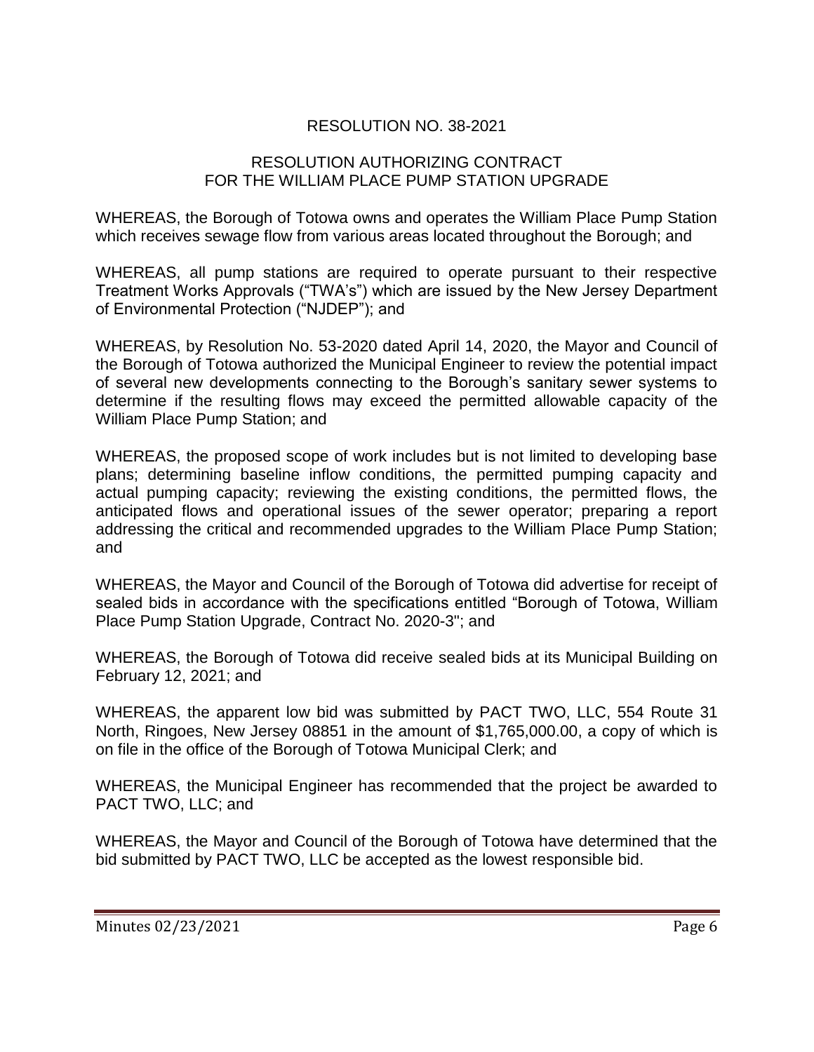RESOLUTION NO. 38-2021

RESOLUTION AUTHORIZING CONTRACT
FOR THE WILLIAM PLACE PUMP STATION UPGRADE

WHEREAS, the Borough of Totowa owns and operates the William Place Pump Station which receives sewage flow from various areas located throughout the Borough; and

WHEREAS, all pump stations are required to operate pursuant to their respective Treatment Works Approvals ("TWA's") which are issued by the New Jersey Department of Environmental Protection ("NJDEP"); and

WHEREAS, by Resolution No. 53-2020 dated April 14, 2020, the Mayor and Council of the Borough of Totowa authorized the Municipal Engineer to review the potential impact of several new developments connecting to the Borough's sanitary sewer systems to determine if the resulting flows may exceed the permitted allowable capacity of the William Place Pump Station; and

WHEREAS, the proposed scope of work includes but is not limited to developing base plans; determining baseline inflow conditions, the permitted pumping capacity and actual pumping capacity; reviewing the existing conditions, the permitted flows, the anticipated flows and operational issues of the sewer operator; preparing a report addressing the critical and recommended upgrades to the William Place Pump Station; and

WHEREAS, the Mayor and Council of the Borough of Totowa did advertise for receipt of sealed bids in accordance with the specifications entitled "Borough of Totowa, William Place Pump Station Upgrade, Contract No. 2020-3"; and

WHEREAS, the Borough of Totowa did receive sealed bids at its Municipal Building on February 12, 2021; and

WHEREAS, the apparent low bid was submitted by PACT TWO, LLC, 554 Route 31 North, Ringoes, New Jersey 08851 in the amount of $1,765,000.00, a copy of which is on file in the office of the Borough of Totowa Municipal Clerk; and

WHEREAS, the Municipal Engineer has recommended that the project be awarded to PACT TWO, LLC; and

WHEREAS, the Mayor and Council of the Borough of Totowa have determined that the bid submitted by PACT TWO, LLC be accepted as the lowest responsible bid.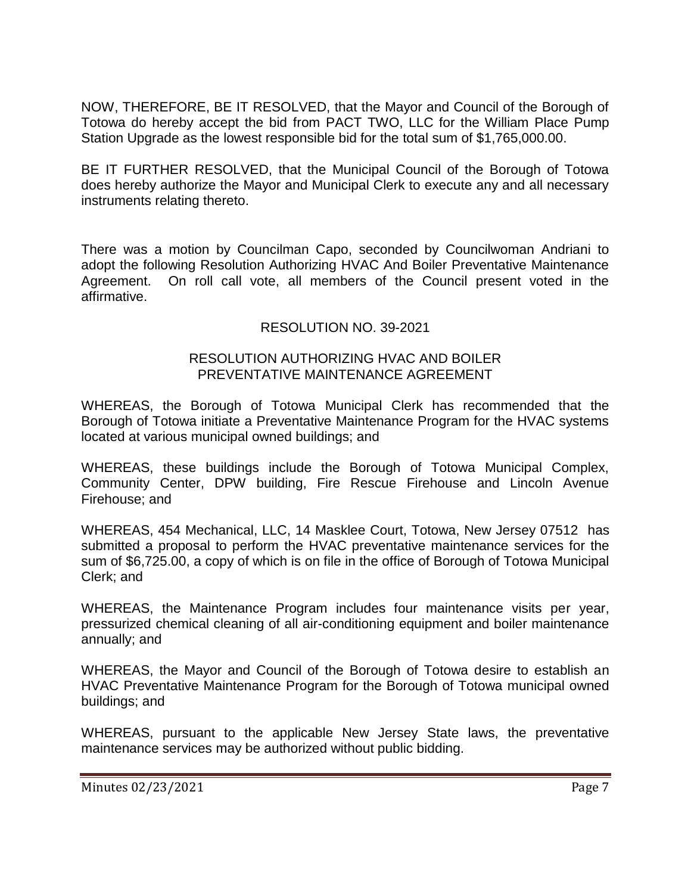NOW, THEREFORE, BE IT RESOLVED, that the Mayor and Council of the Borough of Totowa do hereby accept the bid from PACT TWO, LLC for the William Place Pump Station Upgrade as the lowest responsible bid for the total sum of $1,765,000.00.

BE IT FURTHER RESOLVED, that the Municipal Council of the Borough of Totowa does hereby authorize the Mayor and Municipal Clerk to execute any and all necessary instruments relating thereto.

There was a motion by Councilman Capo, seconded by Councilwoman Andriani to adopt the following Resolution Authorizing HVAC And Boiler Preventative Maintenance Agreement. On roll call vote, all members of the Council present voted in the affirmative.

RESOLUTION NO. 39-2021

RESOLUTION AUTHORIZING HVAC AND BOILER PREVENTATIVE MAINTENANCE AGREEMENT

WHEREAS, the Borough of Totowa Municipal Clerk has recommended that the Borough of Totowa initiate a Preventative Maintenance Program for the HVAC systems located at various municipal owned buildings; and

WHEREAS, these buildings include the Borough of Totowa Municipal Complex, Community Center, DPW building, Fire Rescue Firehouse and Lincoln Avenue Firehouse; and

WHEREAS, 454 Mechanical, LLC, 14 Masklee Court, Totowa, New Jersey 07512 has submitted a proposal to perform the HVAC preventative maintenance services for the sum of $6,725.00, a copy of which is on file in the office of Borough of Totowa Municipal Clerk; and

WHEREAS, the Maintenance Program includes four maintenance visits per year, pressurized chemical cleaning of all air-conditioning equipment and boiler maintenance annually; and

WHEREAS, the Mayor and Council of the Borough of Totowa desire to establish an HVAC Preventative Maintenance Program for the Borough of Totowa municipal owned buildings; and

WHEREAS, pursuant to the applicable New Jersey State laws, the preventative maintenance services may be authorized without public bidding.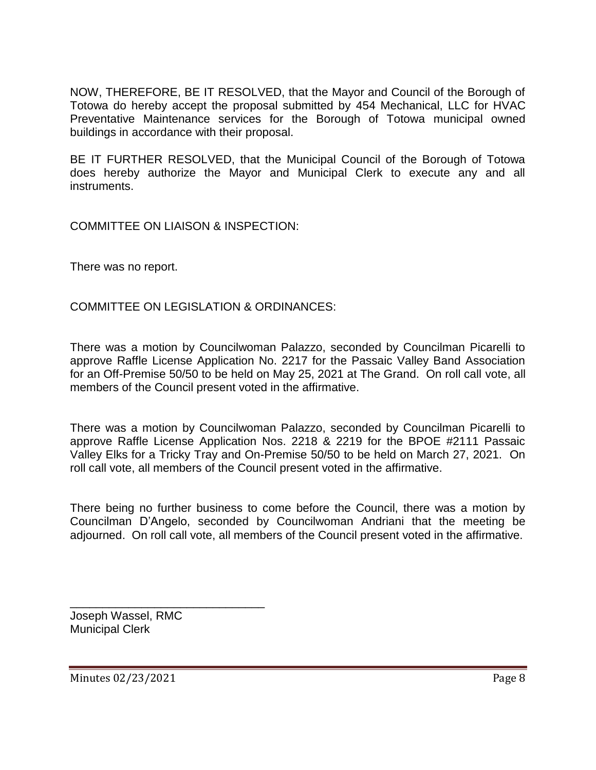NOW, THEREFORE, BE IT RESOLVED, that the Mayor and Council of the Borough of Totowa do hereby accept the proposal submitted by 454 Mechanical, LLC for HVAC Preventative Maintenance services for the Borough of Totowa municipal owned buildings in accordance with their proposal.

BE IT FURTHER RESOLVED, that the Municipal Council of the Borough of Totowa does hereby authorize the Mayor and Municipal Clerk to execute any and all instruments.

COMMITTEE ON LIAISON & INSPECTION:

There was no report.

COMMITTEE ON LEGISLATION & ORDINANCES:

There was a motion by Councilwoman Palazzo, seconded by Councilman Picarelli to approve Raffle License Application No. 2217 for the Passaic Valley Band Association for an Off-Premise 50/50 to be held on May 25, 2021 at The Grand. On roll call vote, all members of the Council present voted in the affirmative.

There was a motion by Councilwoman Palazzo, seconded by Councilman Picarelli to approve Raffle License Application Nos. 2218 & 2219 for the BPOE #2111 Passaic Valley Elks for a Tricky Tray and On-Premise 50/50 to be held on March 27, 2021. On roll call vote, all members of the Council present voted in the affirmative.

There being no further business to come before the Council, there was a motion by Councilman D'Angelo, seconded by Councilwoman Andriani that the meeting be adjourned. On roll call vote, all members of the Council present voted in the affirmative.

_______________________________
Joseph Wassel, RMC
Municipal Clerk